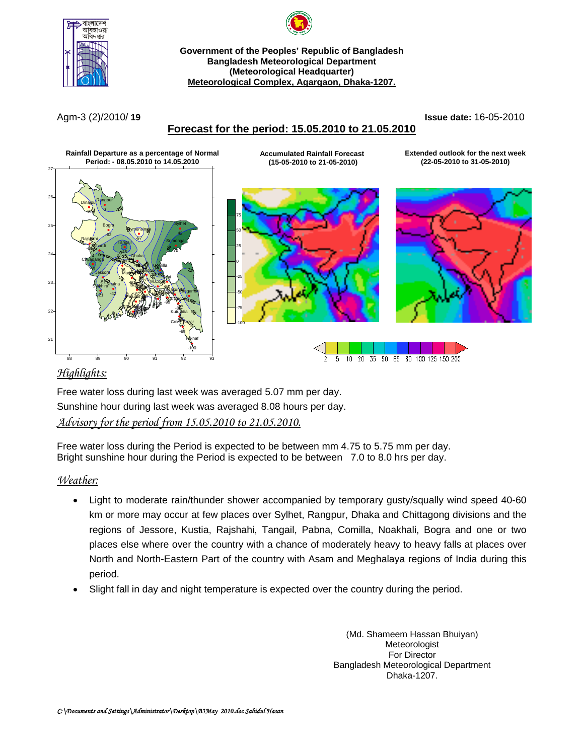Government of the Peoples' Republic of Bangladesh
Bangladesh Meteorological Department
(Meteorological Headquarter)
Meteorological Complex, Agargaon, Dhaka-1207.

Agm-3 (2)/2010/ **19** **Issue date:** 16-05-2010

## Forecast for the period: 15.05.2010 to 21.05.2010

**Rainfall Departure as a percentage of Normal Period: - 08.05.2010 to 14.05.2010**

**Accumulated Rainfall Forecast (15-05-2010 to 21-05-2010)**

**Extended outlook for the next week (22-05-2010 to 31-05-2010)**

### *Highlights:*

Free water loss during last week was averaged 5.07 mm per day.
Sunshine hour during last week was averaged 8.08 hours per day.

### *Advisory for the period from 15.05.2010 to 21.05.2010.*

Free water loss during the Period is expected to be between mm 4.75 to 5.75 mm per day.
Bright sunshine hour during the Period is expected to be between 7.0 to 8.0 hrs per day.

### *Weather:*

- Light to moderate rain/thunder shower accompanied by temporary gusty/squally wind speed 40-60 km or more may occur at few places over Sylhet, Rangpur, Dhaka and Chittagong divisions and the regions of Jessore, Kustia, Rajshahi, Tangail, Pabna, Comilla, Noakhali, Bogra and one or two places else where over the country with a chance of moderately heavy to heavy falls at places over North and North-Eastern Part of the country with Asam and Meghalaya regions of India during this period.
- Slight fall in day and night temperature is expected over the country during the period.

(Md. Shameem Hassan Bhuiyan)
Meteorologist
For Director
Bangladesh Meteorological Department
Dhaka-1207.

*C:\Documents and Settings\Administrator\Desktop\B3May 2010.doc Sahidul Hasan*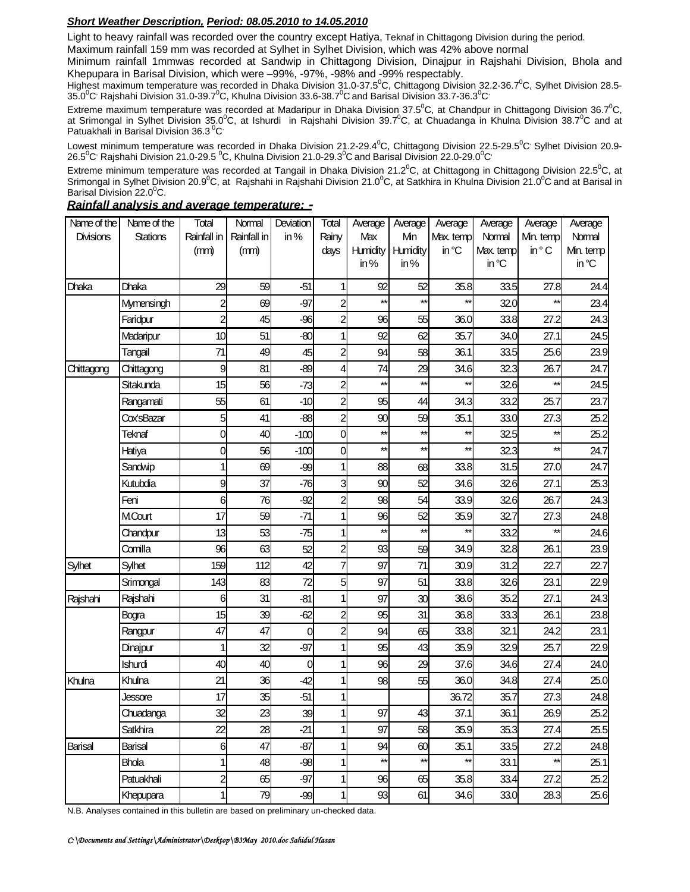***Short Weather Description, Period: 08.05.2010 to 14.05.2010***

Light to heavy rainfall was recorded over the country except Hatiya, Teknaf in Chittagong Division during the period.

Maximum rainfall 159 mm was recorded at Sylhet in Sylhet Division, which was 42% above normal

Minimum rainfall 1mmwas recorded at Sandwip in Chittagong Division, Dinajpur in Rajshahi Division, Bhola and Khepupara in Barisal Division, which were –99%, -97%, -98% and -99% respectably.

Highest maximum temperature was recorded in Dhaka Division 31.0-37.5$^0$C, Chittagong Division 32.2-36.7$^0$C, Sylhet Division 28.5-35.0$^0$C, Rajshahi Division 31.0-39.7$^0$C, Khulna Division 33.6-38.7$^0$C and Barisal Division 33.7-36.3$^0$C.

Extreme maximum temperature was recorded at Madaripur in Dhaka Division 37.5$^0$C, at Chandpur in Chittagong Division 36.7$^0$C, at Srimongal in Sylhet Division 35.0$^0$C, at Ishurdi in Rajshahi Division 39.7$^0$C, at Chuadanga in Khulna Division 38.7$^0$C and at Patuakhali in Barisal Division 36.3 $^0$C.

Lowest minimum temperature was recorded in Dhaka Division 21.2-29.4$^0$C, Chittagong Division 22.5-29.5$^0$C, Sylhet Division 20.9-26.5$^0$C, Rajshahi Division 21.0-29.5 $^0$C, Khulna Division 21.0-29.3$^0$C and Barisal Division 22.0-29.0$^0$C.

Extreme minimum temperature was recorded at Tangail in Dhaka Division 21.2$^0$C, at Chittagong in Chittagong Division 22.5$^0$C, at Srimongal in Sylhet Division 20.9$^0$C, at Rajshahi in Rajshahi Division 21.0$^0$C, at Satkhira in Khulna Division 21.0$^0$C and at Barisal in Barisal Division 22.0$^0$C.

***Rainfall analysis and average temperature: -***

| Name of the Divisions | Name of the Stations | Total Rainfall in (mm) | Normal Rainfall in (mm) | Deviation in % | Total Rainy days | Average Max Humidity in % | Average Min Humidity in % | Average Max. temp in °C | Average Normal Max. temp in °C | Average Min. temp in ° C | Average Normal Min. temp in °C |
|---|---|---|---|---|---|---|---|---|---|---|---|
| Dhaka | Dhaka | 29 | 59 | -51 | 1 | 92 | 52 | 35.8 | 33.5 | 27.8 | 24.4 |
| | Mymensingh | 2 | 69 | -97 | 2 | ** | ** | ** | 32.0 | ** | 23.4 |
| | Faridpur | 2 | 45 | -96 | 2 | 96 | 55 | 36.0 | 33.8 | 27.2 | 24.3 |
| | Madaripur | 10 | 51 | -80 | 1 | 92 | 62 | 35.7 | 34.0 | 27.1 | 24.5 |
| | Tangail | 71 | 49 | 45 | 2 | 94 | 58 | 36.1 | 33.5 | 25.6 | 23.9 |
| Chittagong | Chittagong | 9 | 81 | -89 | 4 | 74 | 29 | 34.6 | 32.3 | 26.7 | 24.7 |
| | Sitakunda | 15 | 56 | -73 | 2 | ** | ** | ** | 32.6 | ** | 24.5 |
| | Rangamati | 55 | 61 | -10 | 2 | 95 | 44 | 34.3 | 33.2 | 25.7 | 23.7 |
| | Cox'sBazar | 5 | 41 | -88 | 2 | 90 | 59 | 35.1 | 33.0 | 27.3 | 25.2 |
| | Teknaf | 0 | 40 | -100 | 0 | ** | ** | ** | 32.5 | ** | 25.2 |
| | Hatiya | 0 | 56 | -100 | 0 | ** | ** | ** | 32.3 | ** | 24.7 |
| | Sandwip | 1 | 69 | -99 | 1 | 88 | 68 | 33.8 | 31.5 | 27.0 | 24.7 |
| | Kutubdia | 9 | 37 | -76 | 3 | 90 | 52 | 34.6 | 32.6 | 27.1 | 25.3 |
| | Feni | 6 | 76 | -92 | 2 | 98 | 54 | 33.9 | 32.6 | 26.7 | 24.3 |
| | M.Court | 17 | 59 | -71 | 1 | 96 | 52 | 35.9 | 32.7 | 27.3 | 24.8 |
| | Chandpur | 13 | 53 | -75 | 1 | ** | ** | ** | 33.2 | ** | 24.6 |
| | Comilla | 96 | 63 | 52 | 2 | 93 | 59 | 34.9 | 32.8 | 26.1 | 23.9 |
| Sylhet | Sylhet | 159 | 112 | 42 | 7 | 97 | 71 | 30.9 | 31.2 | 22.7 | 22.7 |
| | Srimongal | 143 | 83 | 72 | 5 | 97 | 51 | 33.8 | 32.6 | 23.1 | 22.9 |
| Rajshahi | Rajshahi | 6 | 31 | -81 | 1 | 97 | 30 | 38.6 | 35.2 | 27.1 | 24.3 |
| | Bogra | 15 | 39 | -62 | 2 | 95 | 31 | 36.8 | 33.3 | 26.1 | 23.8 |
| | Rangpur | 47 | 47 | 0 | 2 | 94 | 65 | 33.8 | 32.1 | 24.2 | 23.1 |
| | Dinajpur | 1 | 32 | -97 | 1 | 95 | 43 | 35.9 | 32.9 | 25.7 | 22.9 |
| | Ishurdi | 40 | 40 | 0 | 1 | 96 | 29 | 37.6 | 34.6 | 27.4 | 24.0 |
| Khulna | Khulna | 21 | 36 | -42 | 1 | 98 | 55 | 36.0 | 34.8 | 27.4 | 25.0 |
| | Jessore | 17 | 35 | -51 | 1 | | | 36.72 | 35.7 | 27.3 | 24.8 |
| | Chuadanga | 32 | 23 | 39 | 1 | 97 | 43 | 37.1 | 36.1 | 26.9 | 25.2 |
| | Satkhira | 22 | 28 | -21 | 1 | 97 | 58 | 35.9 | 35.3 | 27.4 | 25.5 |
| Barisal | Barisal | 6 | 47 | -87 | 1 | 94 | 60 | 35.1 | 33.5 | 27.2 | 24.8 |
| | Bhola | 1 | 48 | -98 | 1 | ** | ** | ** | 33.1 | ** | 25.1 |
| | Patuakhali | 2 | 65 | -97 | 1 | 96 | 65 | 35.8 | 33.4 | 27.2 | 25.2 |
| | Khepupara | 1 | 79 | -99 | 1 | 93 | 61 | 34.6 | 33.0 | 28.3 | 25.6 |

N.B. Analyses contained in this bulletin are based on preliminary un-checked data.

*C:\Documents and Settings\Administrator\Desktop\B3May 2010.doc Sahidul Hasan*